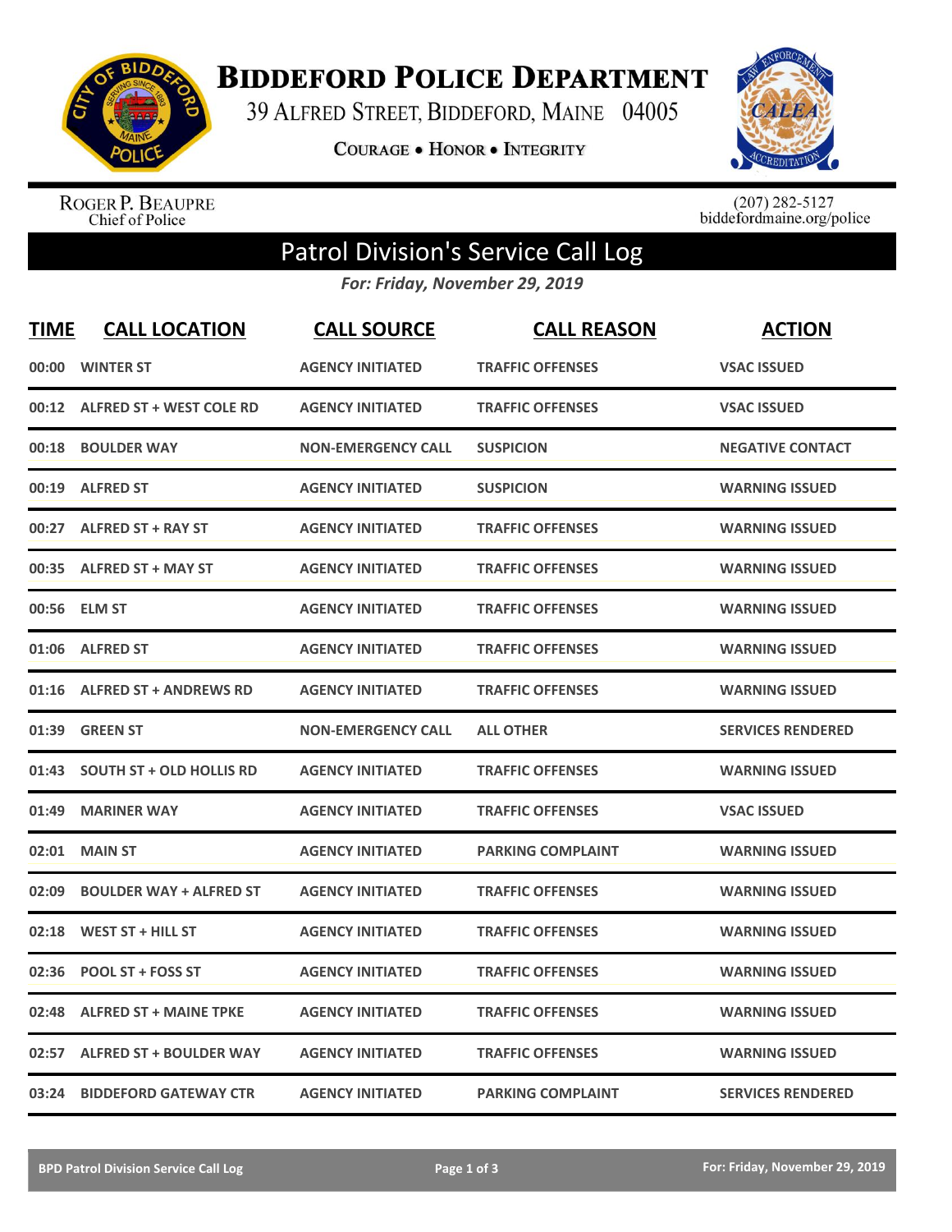# Biddeford Police Department

39 Alfred Street, Biddeford, Maine 04005

Courage • Honor • Integrity

Roger P. Beaupre
Chief of Police

(207) 282-5127
biddefordmaine.org/police

## Patrol Division's Service Call Log

*For: Friday, November 29, 2019*

| TIME | CALL LOCATION | CALL SOURCE | CALL REASON | ACTION |
|---|---|---|---|---|
| 00:00 | WINTER ST | AGENCY INITIATED | TRAFFIC OFFENSES | VSAC ISSUED |
| 00:12 | ALFRED ST + WEST COLE RD | AGENCY INITIATED | TRAFFIC OFFENSES | VSAC ISSUED |
| 00:18 | BOULDER WAY | NON-EMERGENCY CALL | SUSPICION | NEGATIVE CONTACT |
| 00:19 | ALFRED ST | AGENCY INITIATED | SUSPICION | WARNING ISSUED |
| 00:27 | ALFRED ST + RAY ST | AGENCY INITIATED | TRAFFIC OFFENSES | WARNING ISSUED |
| 00:35 | ALFRED ST + MAY ST | AGENCY INITIATED | TRAFFIC OFFENSES | WARNING ISSUED |
| 00:56 | ELM ST | AGENCY INITIATED | TRAFFIC OFFENSES | WARNING ISSUED |
| 01:06 | ALFRED ST | AGENCY INITIATED | TRAFFIC OFFENSES | WARNING ISSUED |
| 01:16 | ALFRED ST + ANDREWS RD | AGENCY INITIATED | TRAFFIC OFFENSES | WARNING ISSUED |
| 01:39 | GREEN ST | NON-EMERGENCY CALL | ALL OTHER | SERVICES RENDERED |
| 01:43 | SOUTH ST + OLD HOLLIS RD | AGENCY INITIATED | TRAFFIC OFFENSES | WARNING ISSUED |
| 01:49 | MARINER WAY | AGENCY INITIATED | TRAFFIC OFFENSES | VSAC ISSUED |
| 02:01 | MAIN ST | AGENCY INITIATED | PARKING COMPLAINT | WARNING ISSUED |
| 02:09 | BOULDER WAY + ALFRED ST | AGENCY INITIATED | TRAFFIC OFFENSES | WARNING ISSUED |
| 02:18 | WEST ST + HILL ST | AGENCY INITIATED | TRAFFIC OFFENSES | WARNING ISSUED |
| 02:36 | POOL ST + FOSS ST | AGENCY INITIATED | TRAFFIC OFFENSES | WARNING ISSUED |
| 02:48 | ALFRED ST + MAINE TPKE | AGENCY INITIATED | TRAFFIC OFFENSES | WARNING ISSUED |
| 02:57 | ALFRED ST + BOULDER WAY | AGENCY INITIATED | TRAFFIC OFFENSES | WARNING ISSUED |
| 03:24 | BIDDEFORD GATEWAY CTR | AGENCY INITIATED | PARKING COMPLAINT | SERVICES RENDERED |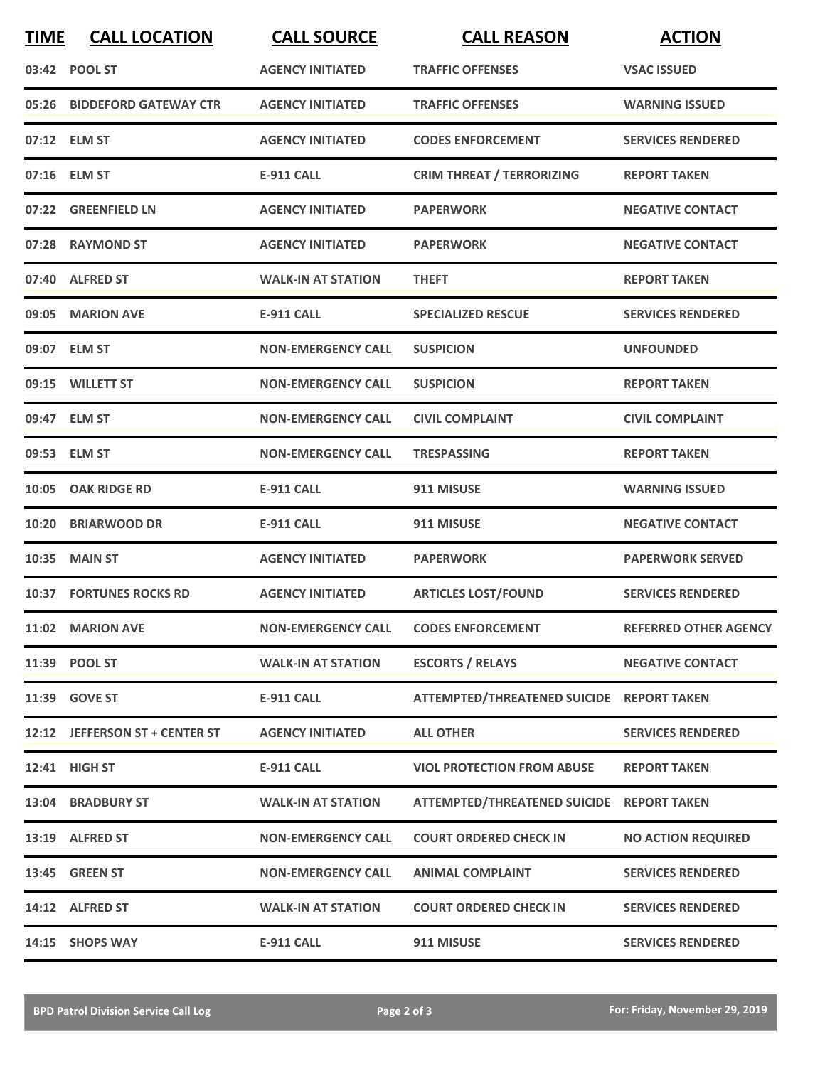| TIME | CALL LOCATION | CALL SOURCE | CALL REASON | ACTION |
|---|---|---|---|---|
| 03:42 | POOL ST | AGENCY INITIATED | TRAFFIC OFFENSES | VSAC ISSUED |
| 05:26 | BIDDEFORD GATEWAY CTR | AGENCY INITIATED | TRAFFIC OFFENSES | WARNING ISSUED |
| 07:12 | ELM ST | AGENCY INITIATED | CODES ENFORCEMENT | SERVICES RENDERED |
| 07:16 | ELM ST | E-911 CALL | CRIM THREAT / TERRORIZING | REPORT TAKEN |
| 07:22 | GREENFIELD LN | AGENCY INITIATED | PAPERWORK | NEGATIVE CONTACT |
| 07:28 | RAYMOND ST | AGENCY INITIATED | PAPERWORK | NEGATIVE CONTACT |
| 07:40 | ALFRED ST | WALK-IN AT STATION | THEFT | REPORT TAKEN |
| 09:05 | MARION AVE | E-911 CALL | SPECIALIZED RESCUE | SERVICES RENDERED |
| 09:07 | ELM ST | NON-EMERGENCY CALL | SUSPICION | UNFOUNDED |
| 09:15 | WILLETT ST | NON-EMERGENCY CALL | SUSPICION | REPORT TAKEN |
| 09:47 | ELM ST | NON-EMERGENCY CALL | CIVIL COMPLAINT | CIVIL COMPLAINT |
| 09:53 | ELM ST | NON-EMERGENCY CALL | TRESPASSING | REPORT TAKEN |
| 10:05 | OAK RIDGE RD | E-911 CALL | 911 MISUSE | WARNING ISSUED |
| 10:20 | BRIARWOOD DR | E-911 CALL | 911 MISUSE | NEGATIVE CONTACT |
| 10:35 | MAIN ST | AGENCY INITIATED | PAPERWORK | PAPERWORK SERVED |
| 10:37 | FORTUNES ROCKS RD | AGENCY INITIATED | ARTICLES LOST/FOUND | SERVICES RENDERED |
| 11:02 | MARION AVE | NON-EMERGENCY CALL | CODES ENFORCEMENT | REFERRED OTHER AGENCY |
| 11:39 | POOL ST | WALK-IN AT STATION | ESCORTS / RELAYS | NEGATIVE CONTACT |
| 11:39 | GOVE ST | E-911 CALL | ATTEMPTED/THREATENED SUICIDE | REPORT TAKEN |
| 12:12 | JEFFERSON ST + CENTER ST | AGENCY INITIATED | ALL OTHER | SERVICES RENDERED |
| 12:41 | HIGH ST | E-911 CALL | VIOL PROTECTION FROM ABUSE | REPORT TAKEN |
| 13:04 | BRADBURY ST | WALK-IN AT STATION | ATTEMPTED/THREATENED SUICIDE | REPORT TAKEN |
| 13:19 | ALFRED ST | NON-EMERGENCY CALL | COURT ORDERED CHECK IN | NO ACTION REQUIRED |
| 13:45 | GREEN ST | NON-EMERGENCY CALL | ANIMAL COMPLAINT | SERVICES RENDERED |
| 14:12 | ALFRED ST | WALK-IN AT STATION | COURT ORDERED CHECK IN | SERVICES RENDERED |
| 14:15 | SHOPS WAY | E-911 CALL | 911 MISUSE | SERVICES RENDERED |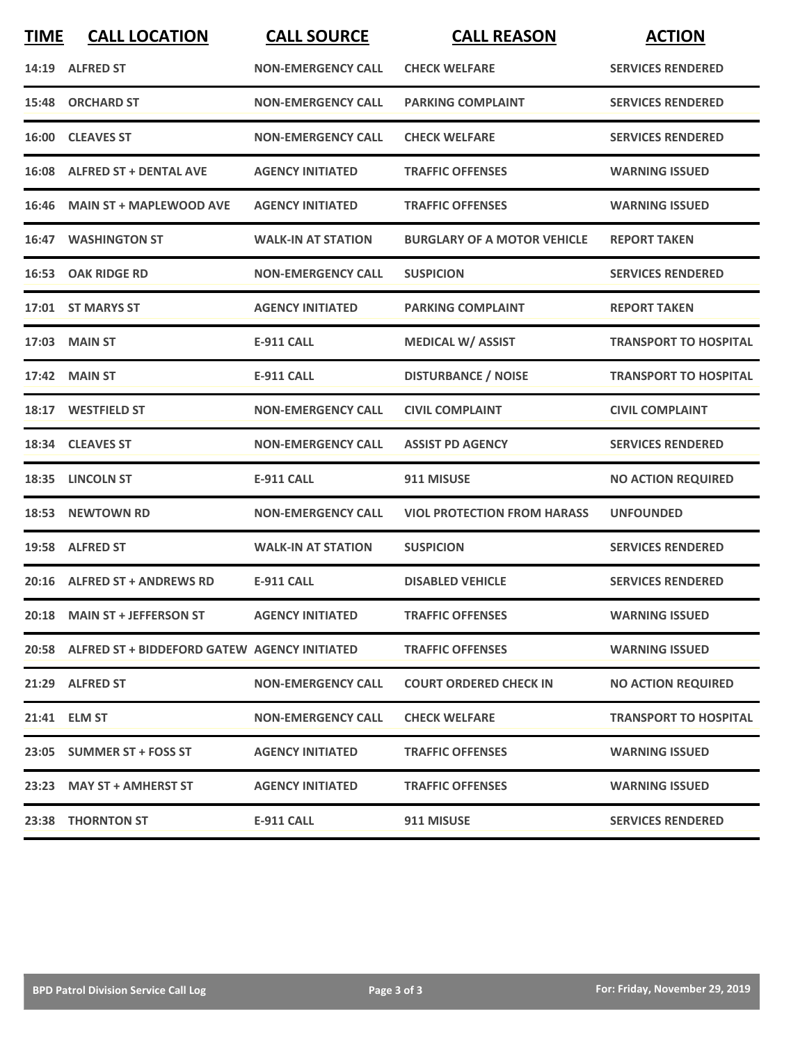| TIME | CALL LOCATION | CALL SOURCE | CALL REASON | ACTION |
| --- | --- | --- | --- | --- |
| 14:19 | ALFRED ST | NON-EMERGENCY CALL | CHECK WELFARE | SERVICES RENDERED |
| 15:48 | ORCHARD ST | NON-EMERGENCY CALL | PARKING COMPLAINT | SERVICES RENDERED |
| 16:00 | CLEAVES ST | NON-EMERGENCY CALL | CHECK WELFARE | SERVICES RENDERED |
| 16:08 | ALFRED ST + DENTAL AVE | AGENCY INITIATED | TRAFFIC OFFENSES | WARNING ISSUED |
| 16:46 | MAIN ST + MAPLEWOOD AVE | AGENCY INITIATED | TRAFFIC OFFENSES | WARNING ISSUED |
| 16:47 | WASHINGTON ST | WALK-IN AT STATION | BURGLARY OF A MOTOR VEHICLE | REPORT TAKEN |
| 16:53 | OAK RIDGE RD | NON-EMERGENCY CALL | SUSPICION | SERVICES RENDERED |
| 17:01 | ST MARYS ST | AGENCY INITIATED | PARKING COMPLAINT | REPORT TAKEN |
| 17:03 | MAIN ST | E-911 CALL | MEDICAL W/ ASSIST | TRANSPORT TO HOSPITAL |
| 17:42 | MAIN ST | E-911 CALL | DISTURBANCE / NOISE | TRANSPORT TO HOSPITAL |
| 18:17 | WESTFIELD ST | NON-EMERGENCY CALL | CIVIL COMPLAINT | CIVIL COMPLAINT |
| 18:34 | CLEAVES ST | NON-EMERGENCY CALL | ASSIST PD AGENCY | SERVICES RENDERED |
| 18:35 | LINCOLN ST | E-911 CALL | 911 MISUSE | NO ACTION REQUIRED |
| 18:53 | NEWTOWN RD | NON-EMERGENCY CALL | VIOL PROTECTION FROM HARASS | UNFOUNDED |
| 19:58 | ALFRED ST | WALK-IN AT STATION | SUSPICION | SERVICES RENDERED |
| 20:16 | ALFRED ST + ANDREWS RD | E-911 CALL | DISABLED VEHICLE | SERVICES RENDERED |
| 20:18 | MAIN ST + JEFFERSON ST | AGENCY INITIATED | TRAFFIC OFFENSES | WARNING ISSUED |
| 20:58 | ALFRED ST + BIDDEFORD GATEW | AGENCY INITIATED | TRAFFIC OFFENSES | WARNING ISSUED |
| 21:29 | ALFRED ST | NON-EMERGENCY CALL | COURT ORDERED CHECK IN | NO ACTION REQUIRED |
| 21:41 | ELM ST | NON-EMERGENCY CALL | CHECK WELFARE | TRANSPORT TO HOSPITAL |
| 23:05 | SUMMER ST + FOSS ST | AGENCY INITIATED | TRAFFIC OFFENSES | WARNING ISSUED |
| 23:23 | MAY ST + AMHERST ST | AGENCY INITIATED | TRAFFIC OFFENSES | WARNING ISSUED |
| 23:38 | THORNTON ST | E-911 CALL | 911 MISUSE | SERVICES RENDERED |